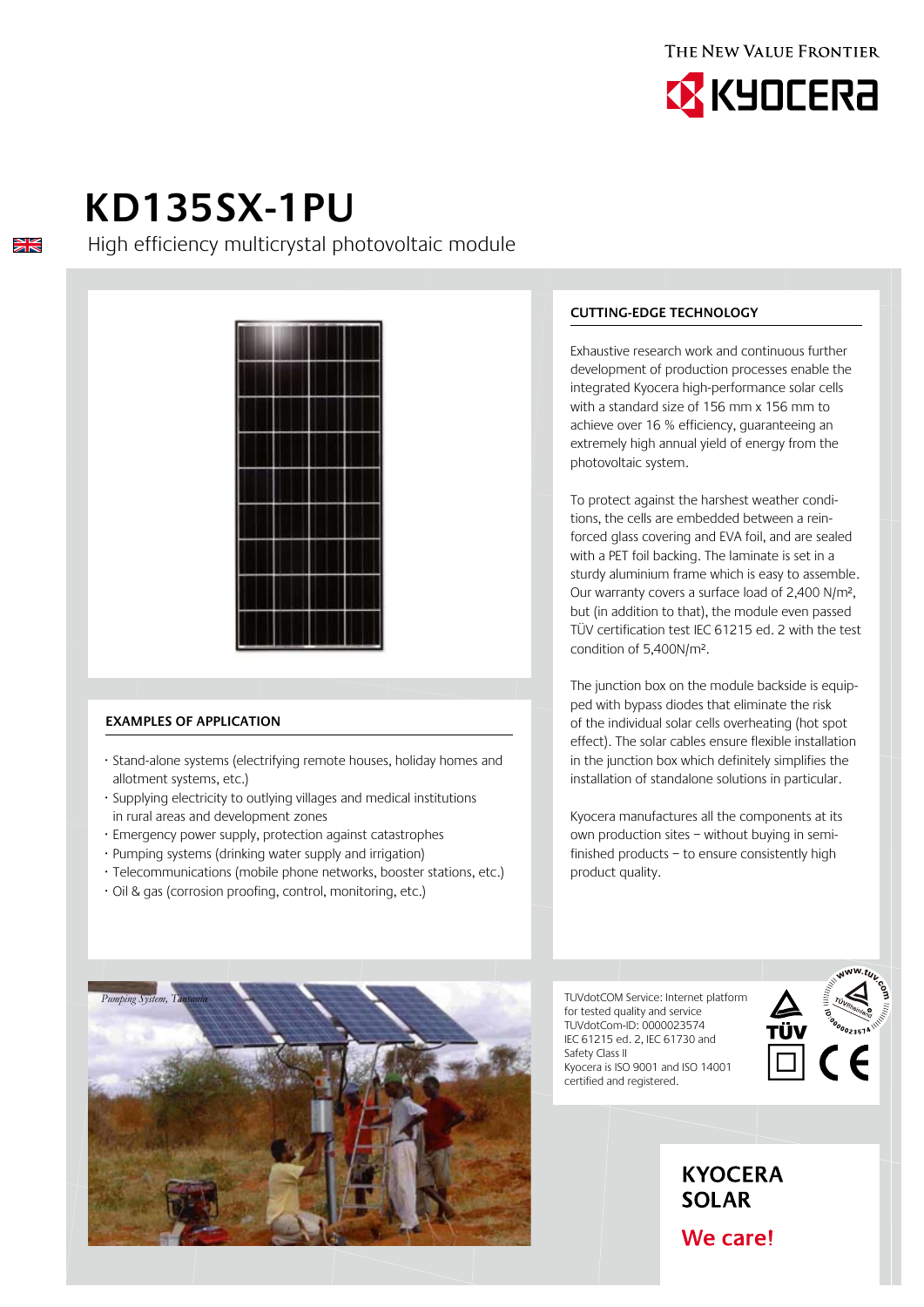THE NEW VALUE FRONTIER

KYOCERA

# KD135SX-1PU

High efficiency multicrystal photovoltaic module

## EXAMPLES OF APPLICATION

- Stand-alone systems (electrifying remote houses, holiday homes and allotment systems, etc.)
- Supplying electricity to outlying villages and medical institutions in rural areas and development zones
- Emergency power supply, protection against catastrophes
- Pumping systems (drinking water supply and irrigation)
- Telecommunications (mobile phone networks, booster stations, etc.)
- Oil & gas (corrosion proofing, control, monitoring, etc.)

*Pumping System, Tansania*

## CUTTING-EDGE TECHNOLOGY

Exhaustive research work and continuous further development of production processes enable the integrated Kyocera high-performance solar cells with a standard size of 156 mm x 156 mm to achieve over 16 % efficiency, guaranteeing an extremely high annual yield of energy from the photovoltaic system.

To protect against the harshest weather conditions, the cells are embedded between a reinforced glass covering and EVA foil, and are sealed with a PET foil backing. The laminate is set in a sturdy aluminium frame which is easy to assemble. Our warranty covers a surface load of 2,400 N/m², but (in addition to that), the module even passed TÜV certification test IEC 61215 ed. 2 with the test condition of 5,400N/m².

The junction box on the module backside is equipped with bypass diodes that eliminate the risk of the individual solar cells overheating (hot spot effect). The solar cables ensure flexible installation in the junction box which definitely simplifies the installation of standalone solutions in particular.

Kyocera manufactures all the components at its own production sites – without buying in semi-finished products – to ensure consistently high product quality.

TUVdotCOM Service: Internet platform for tested quality and service
TUVdotCom-ID: 0000023574
IEC 61215 ed. 2, IEC 61730 and Safety Class II
Kyocera is ISO 9001 and ISO 14001 certified and registered.

**KYOCERA SOLAR**

**We care!**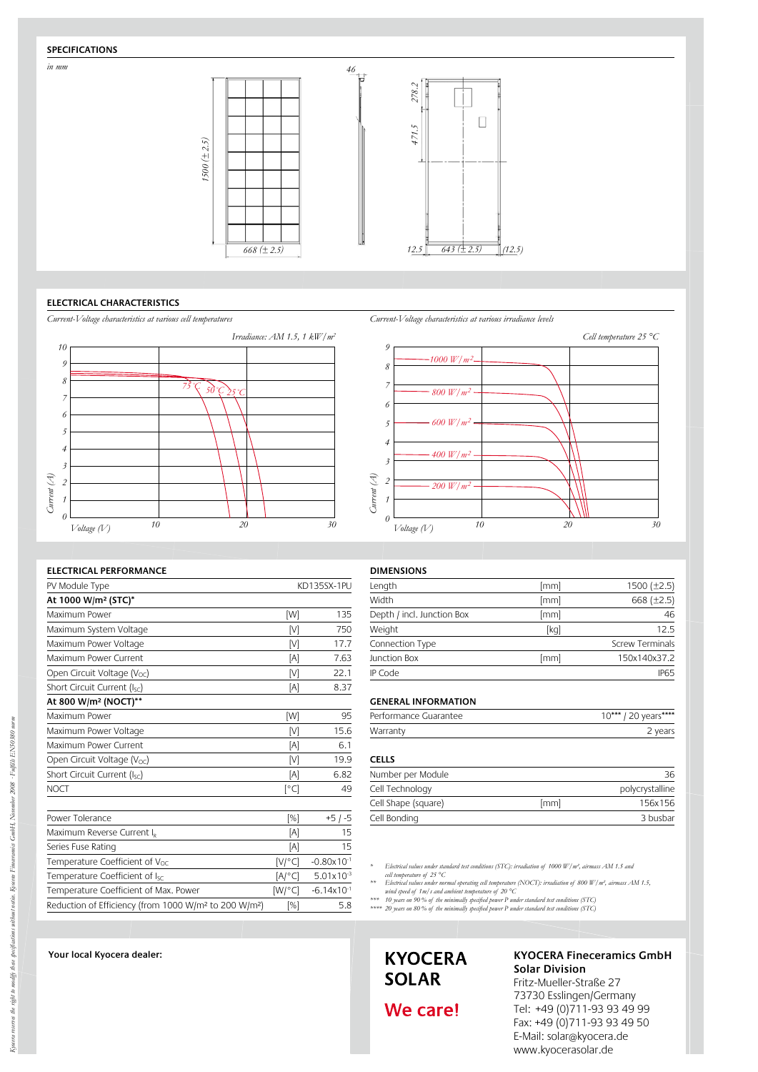## SPECIFICATIONS

*in mm*

46

278.2

471.5

1500 (± 2.5)

668 (± 2.5)

12.5

643 (± 2.5)

(12.5)

## ELECTRICAL CHARACTERISTICS

*Current-Voltage characteristics at various cell temperatures*

*Irradiance: AM 1.5, 1 kW/m²*

75 °C

50 °C

25 °C

Current (A)

Voltage (V)

0 1 2 3 4 5 6 7 8 9 10

10 20 30

*Current-Voltage characteristics at various irradiance levels*

*Cell temperature 25 °C*

1000 W/m²

800 W/m²

600 W/m²

400 W/m²

200 W/m²

Current (A)

Voltage (V)

0 1 2 3 4 5 6 7 8 9

10 20 30

## ELECTRICAL PERFORMANCE

| PV Module Type | | KD135SX-1PU |
|---|---|---|
| **At 1000 W/m² (STC)*** | | |
| Maximum Power | [W] | 135 |
| Maximum System Voltage | [V] | 750 |
| Maximum Power Voltage | [V] | 17.7 |
| Maximum Power Current | [A] | 7.63 |
| Open Circuit Voltage ($V_{OC}$) | [V] | 22.1 |
| Short Circuit Current ($I_{SC}$) | [A] | 8.37 |
| **At 800 W/m² (NOCT)**** | | |
| Maximum Power | [W] | 95 |
| Maximum Power Voltage | [V] | 15.6 |
| Maximum Power Current | [A] | 6.1 |
| Open Circuit Voltage ($V_{OC}$) | [V] | 19.9 |
| Short Circuit Current ($I_{SC}$) | [A] | 6.82 |
| NOCT | [°C] | 49 |

| | | |
|---|---|---|
| Power Tolerance | [%] | +5 / -5 |
| Maximum Reverse Current $I_R$ | [A] | 15 |
| Series Fuse Rating | [A] | 15 |
| Temperature Coefficient of $V_{OC}$ | [V/°C] | $-0.80 \times 10^{-1}$ |
| Temperature Coefficient of $I_{SC}$ | [A/°C] | $5.01 \times 10^{-3}$ |
| Temperature Coefficient of Max. Power | [W/°C] | $-6.14 \times 10^{-1}$ |
| Reduction of Efficiency (from 1000 W/m² to 200 W/m²) | [%] | 5.8 |

## DIMENSIONS

| | | |
|---|---|---|
| Length | [mm] | 1500 (±2.5) |
| Width | [mm] | 668 (±2.5) |
| Depth / incl. Junction Box | [mm] | 46 |
| Weight | [kg] | 12.5 |
| Connection Type | | Screw Terminals |
| Junction Box | [mm] | 150x140x37.2 |
| IP Code | | IP65 |

## GENERAL INFORMATION

| | |
|---|---|
| Performance Guarantee | 10*** / 20 years**** |
| Warranty | 2 years |

## CELLS

| | | |
|---|---|---|
| Number per Module | | 36 |
| Cell Technology | | polycrystalline |
| Cell Shape (square) | [mm] | 156x156 |
| Cell Bonding | | 3 busbar |

\* *Electrical values under standard test conditions (STC): irradiation of 1000 W/m², airmass AM 1.5 and cell temperature of 25 °C*

\** *Electrical values under normal operating cell temperature (NOCT): irradiation of 800 W/m², airmass AM 1.5, wind speed of 1m/s and ambient temperature of 20 °C*

\*** *10 years on 90 % of the minimally specified power P under standard test conditions (STC)*

\**** *20 years on 80 % of the minimally specified power P under standard test conditions (STC)*

**Your local Kyocera dealer:**

**KYOCERA SOLAR**

**We care!**

**KYOCERA Fineceramics GmbH**
**Solar Division**
Fritz-Mueller-Straße 27
73730 Esslingen/Germany
Tel: +49 (0)711-93 93 49 99
Fax: +49 (0)711-93 93 49 50
E-Mail: solar@kyocera.de
www.kyocerasolar.de

*Kyocera reserves the right to modify these specifications without notice. Kyocera Fineceramics GmbH, November 2008 · Fulfills EN50380 norm*